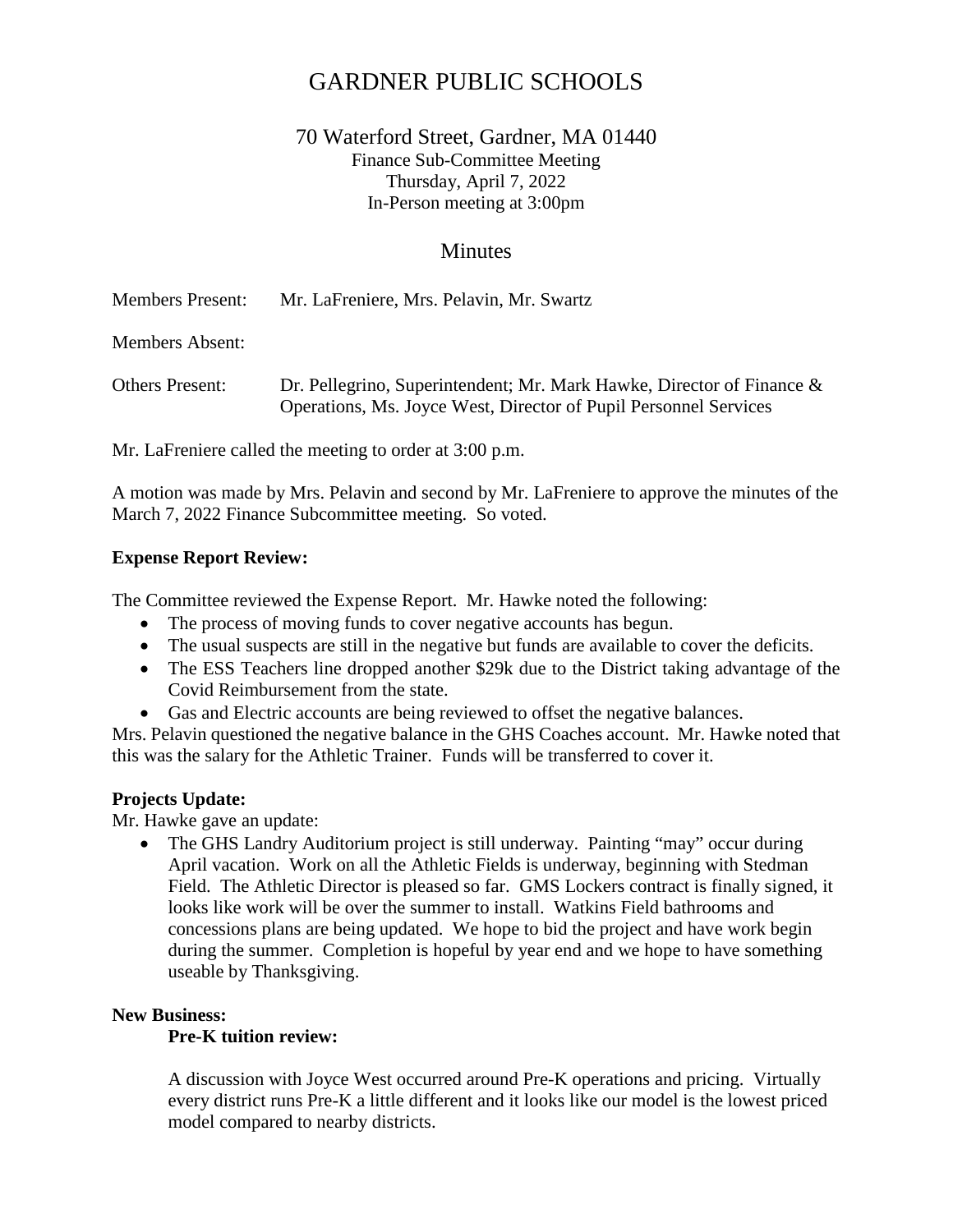# GARDNER PUBLIC SCHOOLS

## 70 Waterford Street, Gardner, MA 01440

Finance Sub-Committee Meeting
Thursday, April 7, 2022
In-Person meeting at 3:00pm

## Minutes

Members Present: Mr. LaFreniere, Mrs. Pelavin, Mr. Swartz

Members Absent:

Others Present: Dr. Pellegrino, Superintendent; Mr. Mark Hawke, Director of Finance & Operations, Ms. Joyce West, Director of Pupil Personnel Services

Mr. LaFreniere called the meeting to order at 3:00 p.m.

A motion was made by Mrs. Pelavin and second by Mr. LaFreniere to approve the minutes of the March 7, 2022 Finance Subcommittee meeting. So voted.

**Expense Report Review:**

The Committee reviewed the Expense Report. Mr. Hawke noted the following:

- The process of moving funds to cover negative accounts has begun.
- The usual suspects are still in the negative but funds are available to cover the deficits.
- The ESS Teachers line dropped another $29k due to the District taking advantage of the Covid Reimbursement from the state.
- Gas and Electric accounts are being reviewed to offset the negative balances.

Mrs. Pelavin questioned the negative balance in the GHS Coaches account. Mr. Hawke noted that this was the salary for the Athletic Trainer. Funds will be transferred to cover it.

**Projects Update:**

Mr. Hawke gave an update:

- The GHS Landry Auditorium project is still underway. Painting "may" occur during April vacation. Work on all the Athletic Fields is underway, beginning with Stedman Field. The Athletic Director is pleased so far. GMS Lockers contract is finally signed, it looks like work will be over the summer to install. Watkins Field bathrooms and concessions plans are being updated. We hope to bid the project and have work begin during the summer. Completion is hopeful by year end and we hope to have something useable by Thanksgiving.

**New Business:**

**Pre-K tuition review:**

A discussion with Joyce West occurred around Pre-K operations and pricing. Virtually every district runs Pre-K a little different and it looks like our model is the lowest priced model compared to nearby districts.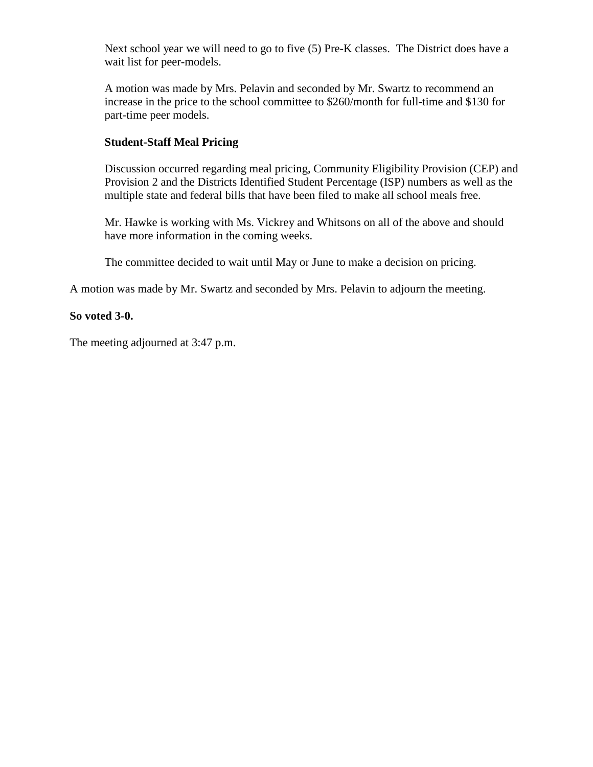Next school year we will need to go to five (5) Pre-K classes. The District does have a wait list for peer-models.

A motion was made by Mrs. Pelavin and seconded by Mr. Swartz to recommend an increase in the price to the school committee to $260/month for full-time and $130 for part-time peer models.

**Student-Staff Meal Pricing**

Discussion occurred regarding meal pricing, Community Eligibility Provision (CEP) and Provision 2 and the Districts Identified Student Percentage (ISP) numbers as well as the multiple state and federal bills that have been filed to make all school meals free.

Mr. Hawke is working with Ms. Vickrey and Whitsons on all of the above and should have more information in the coming weeks.

The committee decided to wait until May or June to make a decision on pricing.

A motion was made by Mr. Swartz and seconded by Mrs. Pelavin to adjourn the meeting.

**So voted 3-0.**

The meeting adjourned at 3:47 p.m.